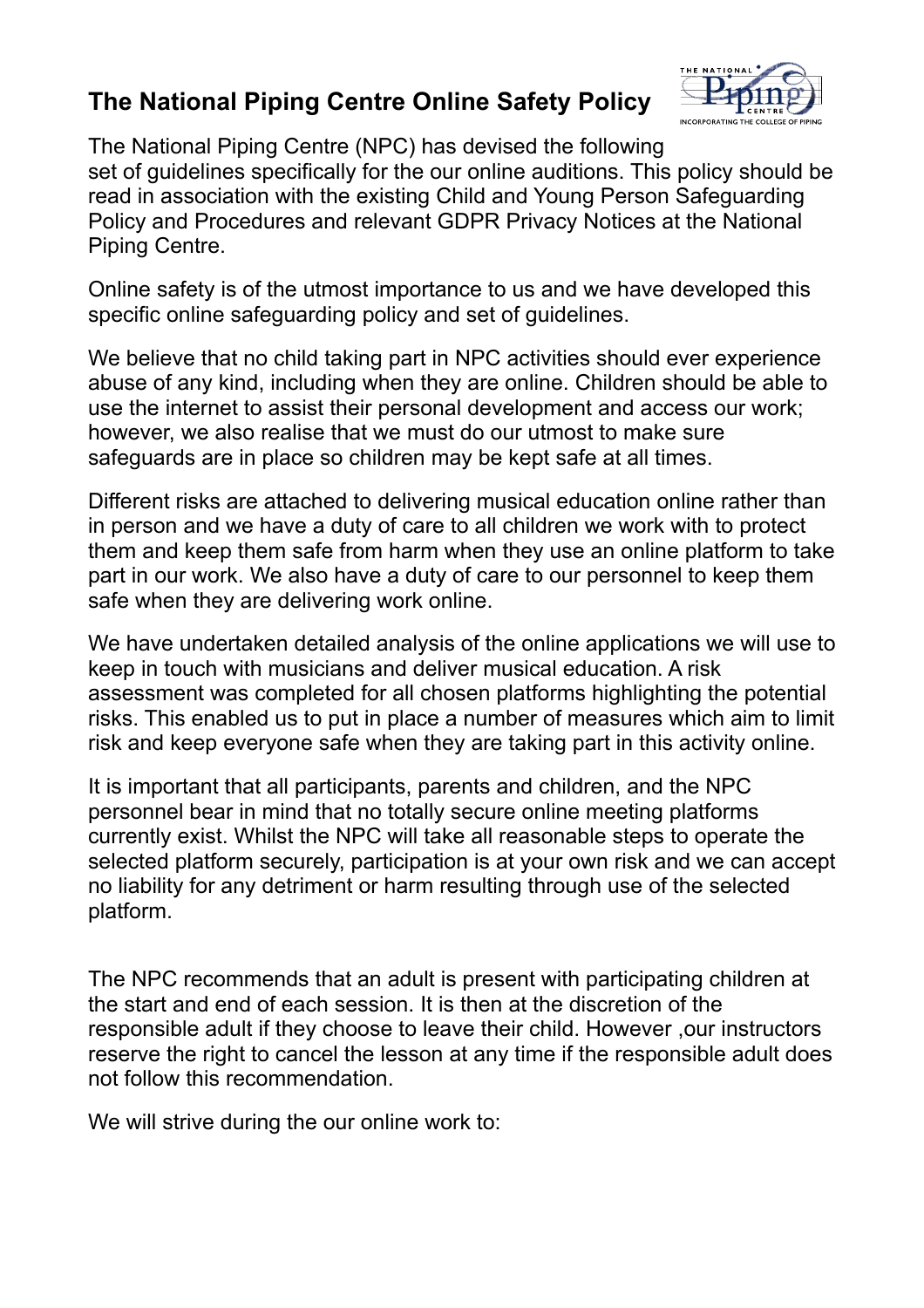# The National Piping Centre Online Safety Policy

The National Piping Centre (NPC) has devised the following set of guidelines specifically for the our online auditions. This policy should be read in association with the existing Child and Young Person Safeguarding Policy and Procedures and relevant GDPR Privacy Notices at the National Piping Centre.

Online safety is of the utmost importance to us and we have developed this specific online safeguarding policy and set of guidelines.

We believe that no child taking part in NPC activities should ever experience abuse of any kind, including when they are online. Children should be able to use the internet to assist their personal development and access our work; however, we also realise that we must do our utmost to make sure safeguards are in place so children may be kept safe at all times.

Different risks are attached to delivering musical education online rather than in person and we have a duty of care to all children we work with to protect them and keep them safe from harm when they use an online platform to take part in our work. We also have a duty of care to our personnel to keep them safe when they are delivering work online.

We have undertaken detailed analysis of the online applications we will use to keep in touch with musicians and deliver musical education. A risk assessment was completed for all chosen platforms highlighting the potential risks. This enabled us to put in place a number of measures which aim to limit risk and keep everyone safe when they are taking part in this activity online.

It is important that all participants, parents and children, and the NPC personnel bear in mind that no totally secure online meeting platforms currently exist. Whilst the NPC will take all reasonable steps to operate the selected platform securely, participation is at your own risk and we can accept no liability for any detriment or harm resulting through use of the selected platform.

The NPC recommends that an adult is present with participating children at the start and end of each session. It is then at the discretion of the responsible adult if they choose to leave their child. However ,our instructors reserve the right to cancel the lesson at any time if the responsible adult does not follow this recommendation.

We will strive during the our online work to: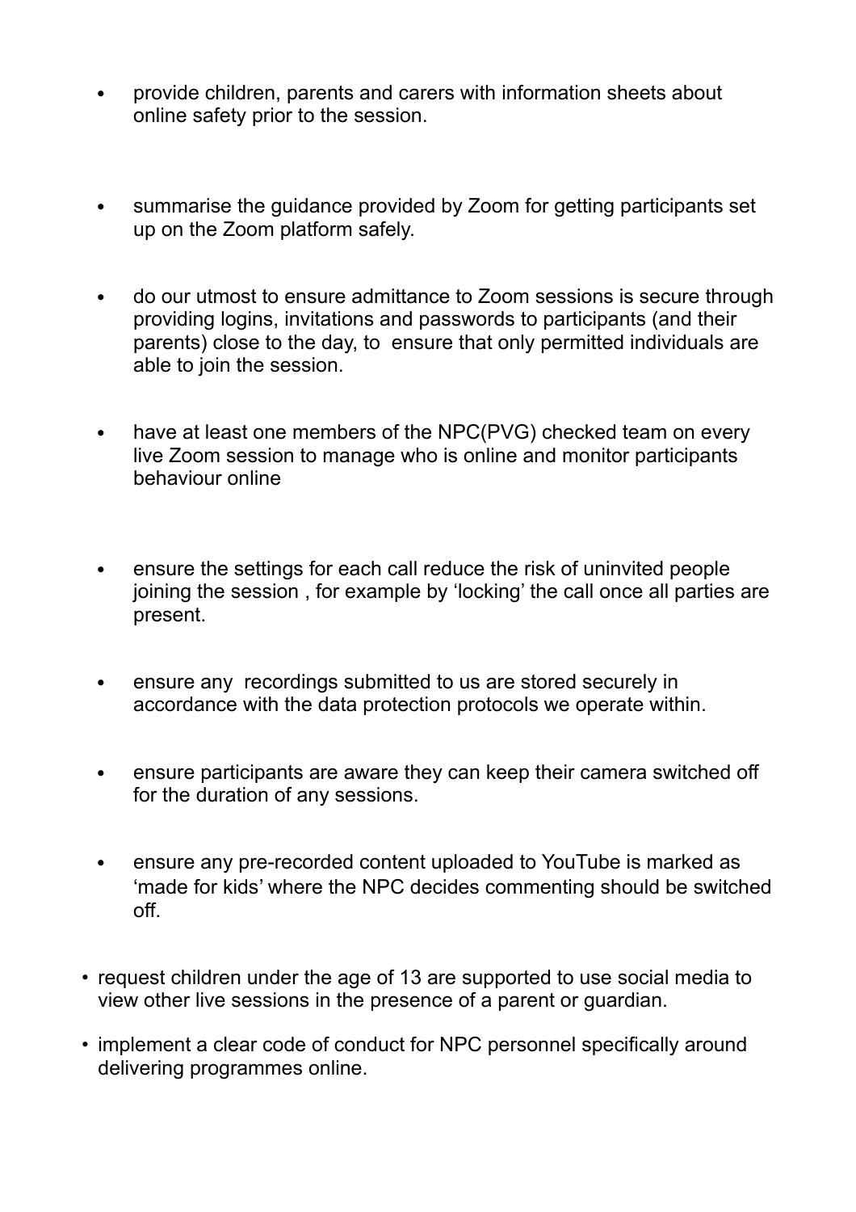- provide children, parents and carers with information sheets about online safety prior to the session.

- summarise the guidance provided by Zoom for getting participants set up on the Zoom platform safely.

- do our utmost to ensure admittance to Zoom sessions is secure through providing logins, invitations and passwords to participants (and their parents) close to the day, to ensure that only permitted individuals are able to join the session.

- have at least one members of the NPC(PVG) checked team on every live Zoom session to manage who is online and monitor participants behaviour online

- ensure the settings for each call reduce the risk of uninvited people joining the session , for example by 'locking' the call once all parties are present.

- ensure any recordings submitted to us are stored securely in accordance with the data protection protocols we operate within.

- ensure participants are aware they can keep their camera switched off for the duration of any sessions.

- ensure any pre-recorded content uploaded to YouTube is marked as 'made for kids' where the NPC decides commenting should be switched off.

- request children under the age of 13 are supported to use social media to view other live sessions in the presence of a parent or guardian.

- implement a clear code of conduct for NPC personnel specifically around delivering programmes online.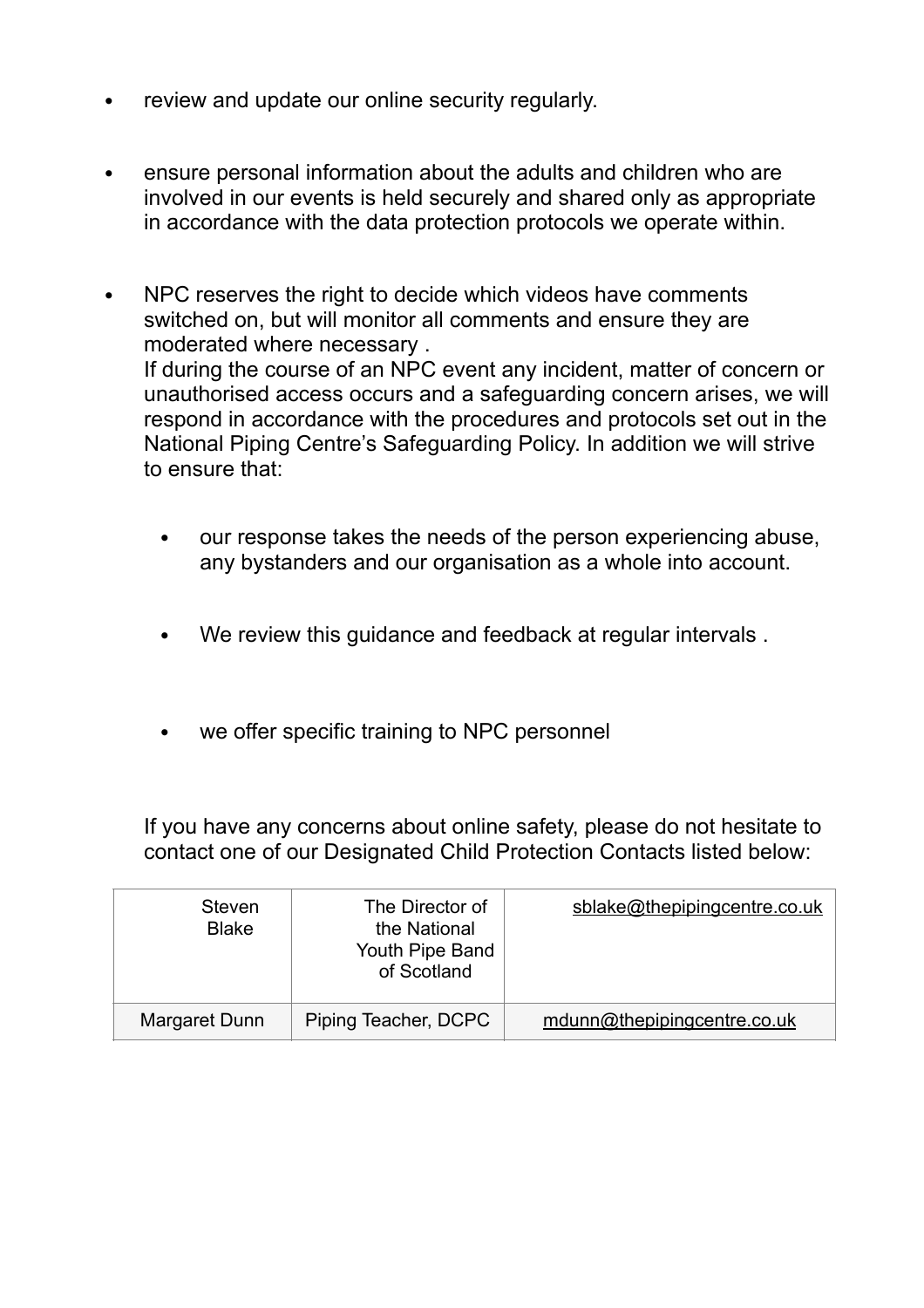- review and update our online security regularly.
- ensure personal information about the adults and children who are involved in our events is held securely and shared only as appropriate in accordance with the data protection protocols we operate within.
- NPC reserves the right to decide which videos have comments switched on, but will monitor all comments and ensure they are moderated where necessary .
  If during the course of an NPC event any incident, matter of concern or unauthorised access occurs and a safeguarding concern arises, we will respond in accordance with the procedures and protocols set out in the National Piping Centre's Safeguarding Policy. In addition we will strive to ensure that:
  - our response takes the needs of the person experiencing abuse, any bystanders and our organisation as a whole into account.
  - We review this guidance and feedback at regular intervals .
  - we offer specific training to NPC personnel

If you have any concerns about online safety, please do not hesitate to contact one of our Designated Child Protection Contacts listed below:

| | | |
|---|---|---|
| Steven Blake | The Director of the National Youth Pipe Band of Scotland | sblake@thepipingcentre.co.uk |
| Margaret Dunn | Piping Teacher, DCPC | mdunn@thepipingcentre.co.uk |